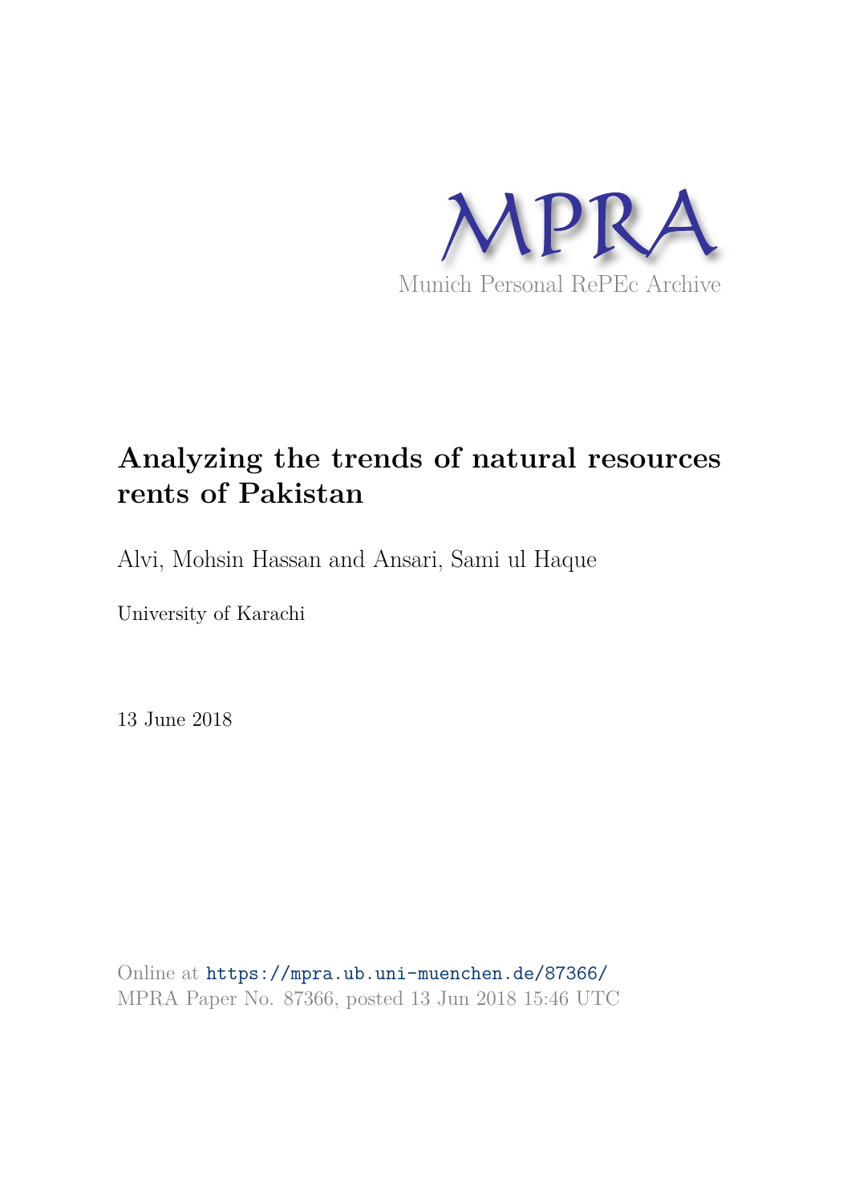MPRA

Munich Personal RePEc Archive

# Analyzing the trends of natural resources rents of Pakistan

Alvi, Mohsin Hassan and Ansari, Sami ul Haque

University of Karachi

13 June 2018

Online at https://mpra.ub.uni-muenchen.de/87366/
MPRA Paper No. 87366, posted 13 Jun 2018 15:46 UTC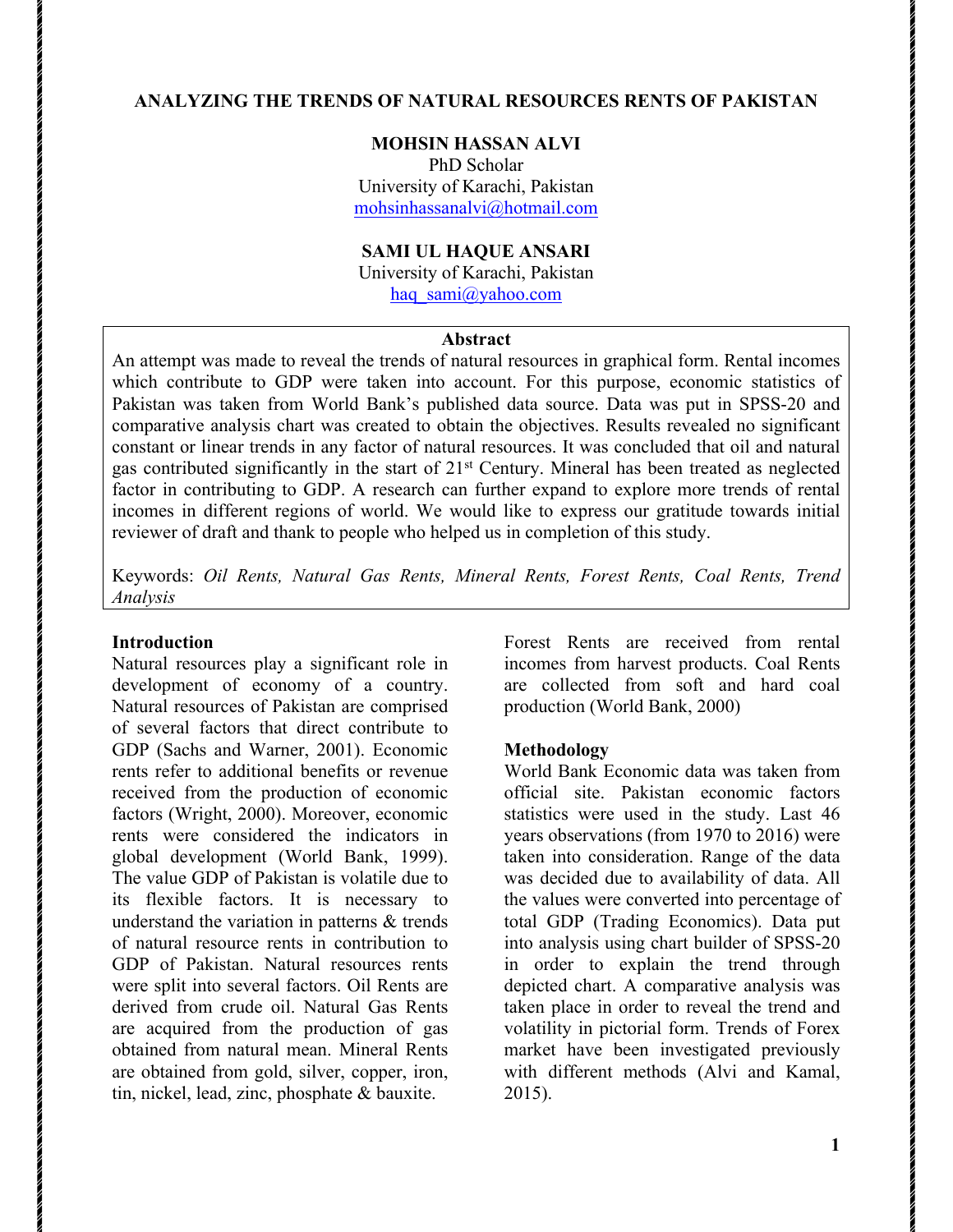# ANALYZING THE TRENDS OF NATURAL RESOURCES RENTS OF PAKISTAN

**MOHSIN HASSAN ALVI**
PhD Scholar
University of Karachi, Pakistan
mohsinhassanalvi@hotmail.com

**SAMI UL HAQUE ANSARI**
University of Karachi, Pakistan
haq_sami@yahoo.com

## Abstract

An attempt was made to reveal the trends of natural resources in graphical form. Rental incomes which contribute to GDP were taken into account. For this purpose, economic statistics of Pakistan was taken from World Bank's published data source. Data was put in SPSS-20 and comparative analysis chart was created to obtain the objectives. Results revealed no significant constant or linear trends in any factor of natural resources. It was concluded that oil and natural gas contributed significantly in the start of 21st Century. Mineral has been treated as neglected factor in contributing to GDP. A research can further expand to explore more trends of rental incomes in different regions of world. We would like to express our gratitude towards initial reviewer of draft and thank to people who helped us in completion of this study.

Keywords: *Oil Rents, Natural Gas Rents, Mineral Rents, Forest Rents, Coal Rents, Trend Analysis*

## Introduction

Natural resources play a significant role in development of economy of a country. Natural resources of Pakistan are comprised of several factors that direct contribute to GDP (Sachs and Warner, 2001). Economic rents refer to additional benefits or revenue received from the production of economic factors (Wright, 2000). Moreover, economic rents were considered the indicators in global development (World Bank, 1999). The value GDP of Pakistan is volatile due to its flexible factors. It is necessary to understand the variation in patterns & trends of natural resource rents in contribution to GDP of Pakistan. Natural resources rents were split into several factors. Oil Rents are derived from crude oil. Natural Gas Rents are acquired from the production of gas obtained from natural mean. Mineral Rents are obtained from gold, silver, copper, iron, tin, nickel, lead, zinc, phosphate & bauxite. Forest Rents are received from rental incomes from harvest products. Coal Rents are collected from soft and hard coal production (World Bank, 2000)

## Methodology

World Bank Economic data was taken from official site. Pakistan economic factors statistics were used in the study. Last 46 years observations (from 1970 to 2016) were taken into consideration. Range of the data was decided due to availability of data. All the values were converted into percentage of total GDP (Trading Economics). Data put into analysis using chart builder of SPSS-20 in order to explain the trend through depicted chart. A comparative analysis was taken place in order to reveal the trend and volatility in pictorial form. Trends of Forex market have been investigated previously with different methods (Alvi and Kamal, 2015).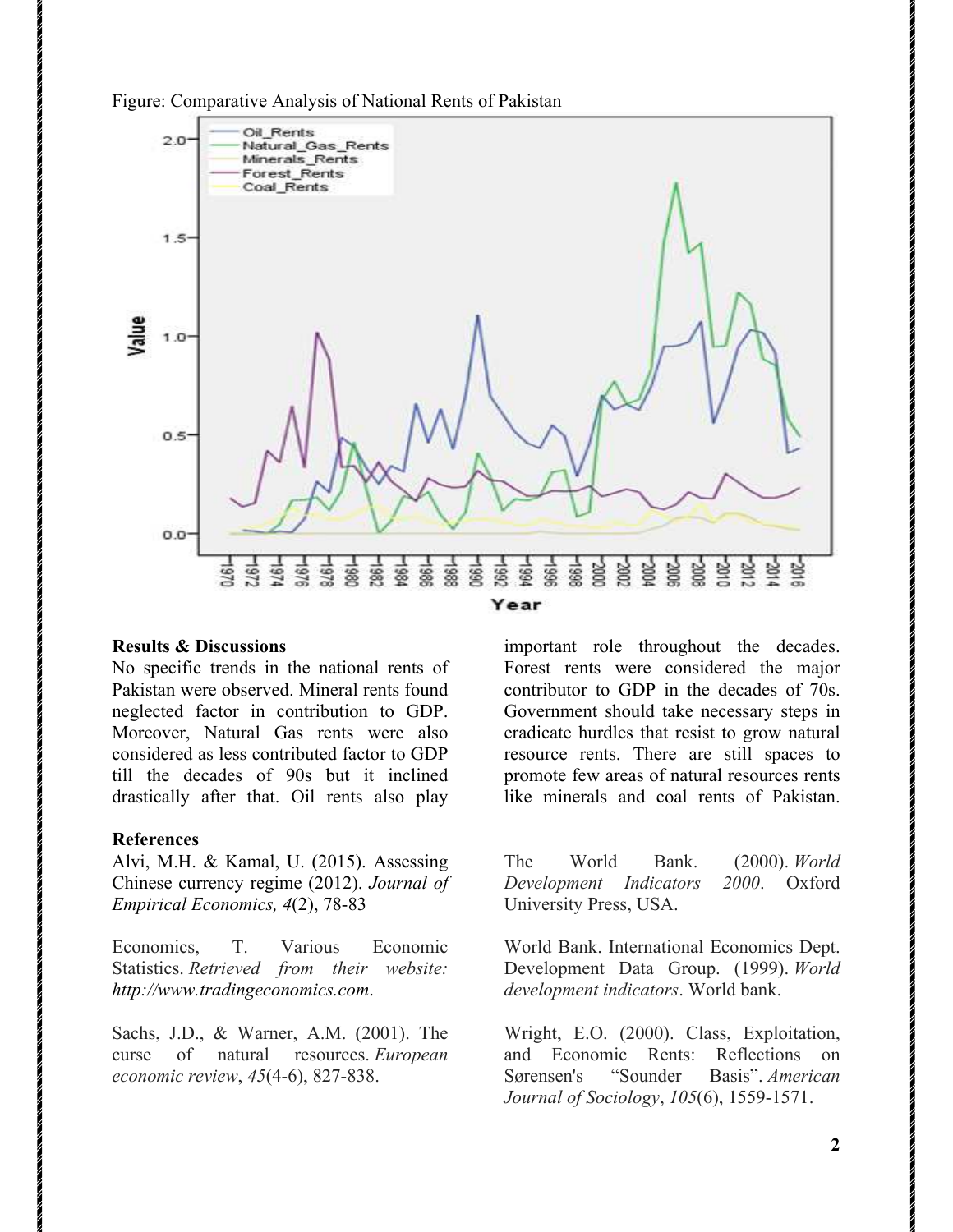Figure: Comparative Analysis of National Rents of Pakistan

Oil_Rents
Natural_Gas_Rents
Minerals_Rents
Forest_Rents
Coal_Rents

Value

2.0
1.5
1.0
0.5
0.0

1970
1972
1974
1976
1978
1980
1982
1984
1986
1988
1990
1992
1994
1996
1998
2000
2002
2004
2006
2008
2010
2012
2014
2016

Year

## Results & Discussions

No specific trends in the national rents of Pakistan were observed. Mineral rents found neglected factor in contribution to GDP. Moreover, Natural Gas rents were also considered as less contributed factor to GDP till the decades of 90s but it inclined drastically after that. Oil rents also play important role throughout the decades. Forest rents were considered the major contributor to GDP in the decades of 70s. Government should take necessary steps in eradicate hurdles that resist to grow natural resource rents. There are still spaces to promote few areas of natural resources rents like minerals and coal rents of Pakistan.

## References

Alvi, M.H. & Kamal, U. (2015). Assessing Chinese currency regime (2012). *Journal of Empirical Economics, 4*(2), 78-83

Economics, T. Various Economic Statistics. *Retrieved from their website: http://www.tradingeconomics.com*.

Sachs, J.D., & Warner, A.M. (2001). The curse of natural resources. *European economic review*, *45*(4-6), 827-838.

The World Bank. (2000). *World Development Indicators 2000*. Oxford University Press, USA.

World Bank. International Economics Dept. Development Data Group. (1999). *World development indicators*. World bank.

Wright, E.O. (2000). Class, Exploitation, and Economic Rents: Reflections on Sørensen's "Sounder Basis". *American Journal of Sociology*, *105*(6), 1559-1571.